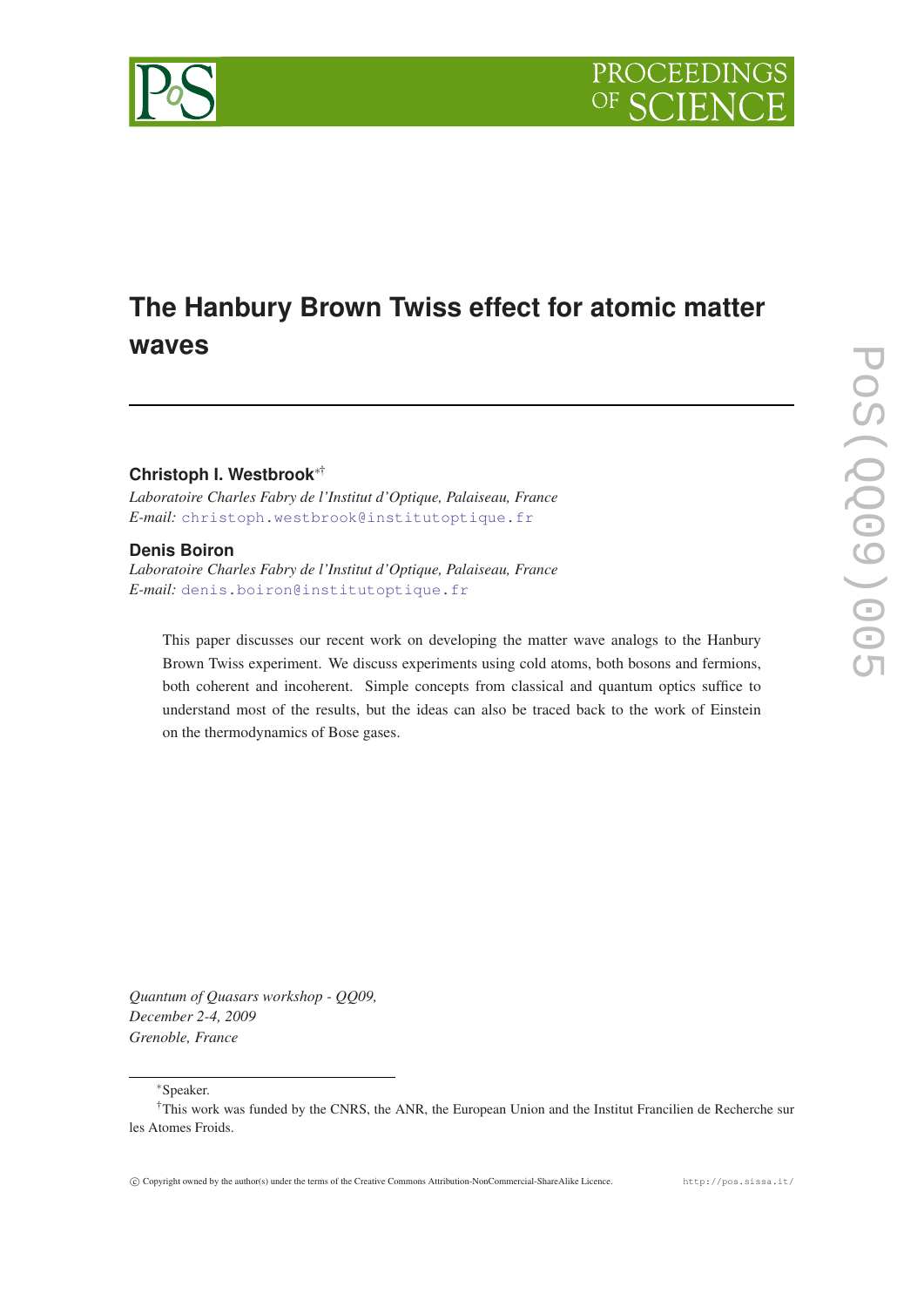# The Hanbury Brown Twiss effect for atomic matter waves

**Christoph I. Westbrook**[*†]

*Laboratoire Charles Fabry de l'Institut d'Optique, Palaiseau, France*
*E-mail:* christoph.westbrook@institutoptique.fr

**Denis Boiron**

*Laboratoire Charles Fabry de l'Institut d'Optique, Palaiseau, France*
*E-mail:* denis.boiron@institutoptique.fr

This paper discusses our recent work on developing the matter wave analogs to the Hanbury Brown Twiss experiment. We discuss experiments using cold atoms, both bosons and fermions, both coherent and incoherent. Simple concepts from classical and quantum optics suffice to understand most of the results, but the ideas can also be traced back to the work of Einstein on the thermodynamics of Bose gases.

*Quantum of Quasars workshop - QQ09,*
*December 2-4, 2009*
*Grenoble, France*

[*] Speaker.

[†] This work was funded by the CNRS, the ANR, the European Union and the Institut Francilien de Recherche sur les Atomes Froids.

© Copyright owned by the author(s) under the terms of the Creative Commons Attribution-NonCommercial-ShareAlike Licence. http://pos.sissa.it/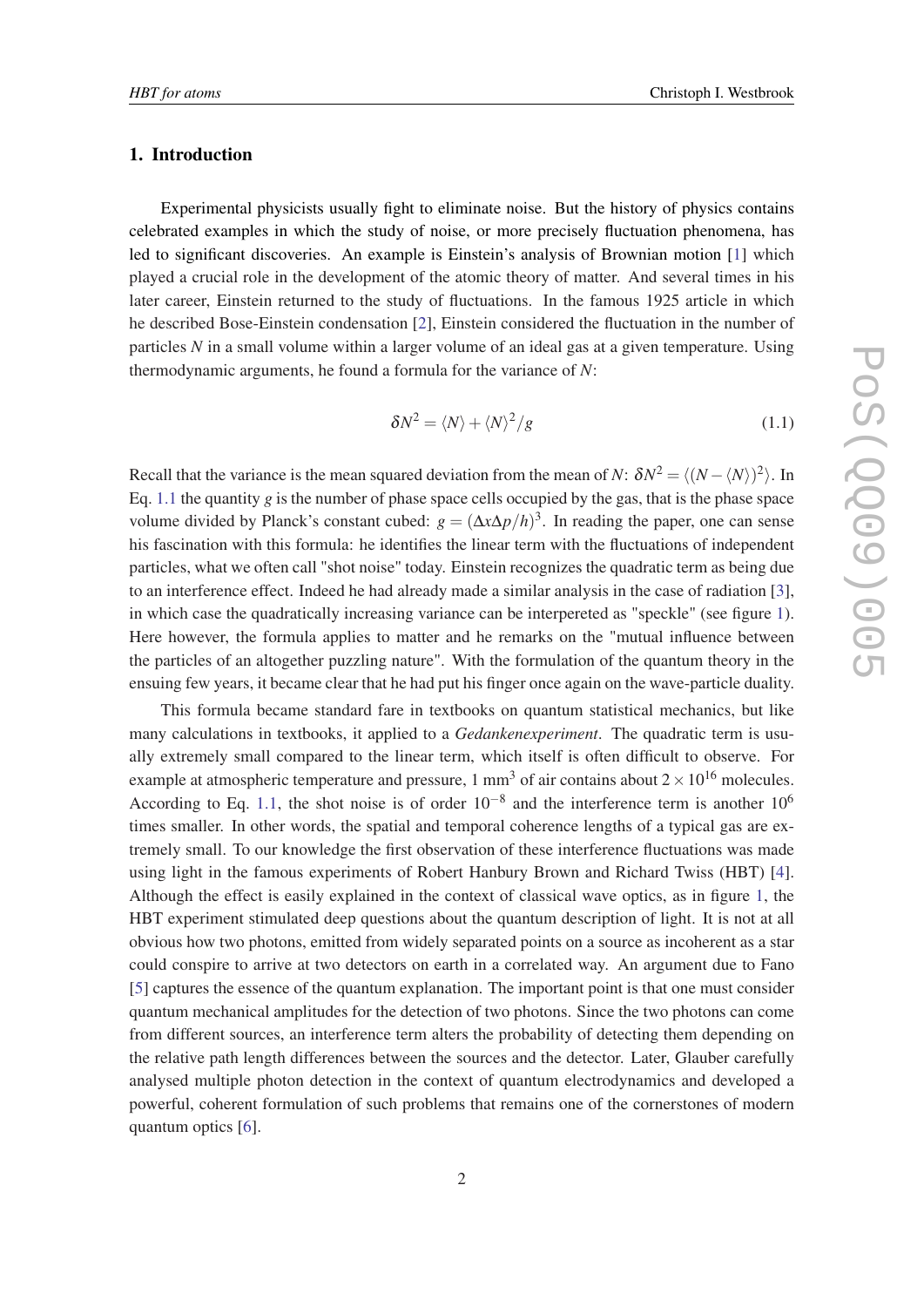## 1. Introduction

Experimental physicists usually fight to eliminate noise. But the history of physics contains celebrated examples in which the study of noise, or more precisely fluctuation phenomena, has led to significant discoveries. An example is Einstein's analysis of Brownian motion [1] which played a crucial role in the development of the atomic theory of matter. And several times in his later career, Einstein returned to the study of fluctuations. In the famous 1925 article in which he described Bose-Einstein condensation [2], Einstein considered the fluctuation in the number of particles $N$ in a small volume within a larger volume of an ideal gas at a given temperature. Using thermodynamic arguments, he found a formula for the variance of $N$:

$$\delta N^2 = \langle N \rangle + \langle N \rangle^2 / g \tag{1.1}$$

Recall that the variance is the mean squared deviation from the mean of $N$: $\delta N^2 = \langle (N - \langle N \rangle)^2 \rangle$. In Eq. 1.1 the quantity $g$ is the number of phase space cells occupied by the gas, that is the phase space volume divided by Planck's constant cubed: $g = (\Delta x \Delta p / h)^3$. In reading the paper, one can sense his fascination with this formula: he identifies the linear term with the fluctuations of independent particles, what we often call "shot noise" today. Einstein recognizes the quadratic term as being due to an interference effect. Indeed he had already made a similar analysis in the case of radiation [3], in which case the quadratically increasing variance can be interpereted as "speckle" (see figure 1). Here however, the formula applies to matter and he remarks on the "mutual influence between the particles of an altogether puzzling nature". With the formulation of the quantum theory in the ensuing few years, it became clear that he had put his finger once again on the wave-particle duality.

This formula became standard fare in textbooks on quantum statistical mechanics, but like many calculations in textbooks, it applied to a *Gedankenexperiment*. The quadratic term is usually extremely small compared to the linear term, which itself is often difficult to observe. For example at atmospheric temperature and pressure, 1 mm$^3$ of air contains about $2 \times 10^{16}$ molecules. According to Eq. 1.1, the shot noise is of order $10^{-8}$ and the interference term is another $10^6$ times smaller. In other words, the spatial and temporal coherence lengths of a typical gas are extremely small. To our knowledge the first observation of these interference fluctuations was made using light in the famous experiments of Robert Hanbury Brown and Richard Twiss (HBT) [4]. Although the effect is easily explained in the context of classical wave optics, as in figure 1, the HBT experiment stimulated deep questions about the quantum description of light. It is not at all obvious how two photons, emitted from widely separated points on a source as incoherent as a star could conspire to arrive at two detectors on earth in a correlated way. An argument due to Fano [5] captures the essence of the quantum explanation. The important point is that one must consider quantum mechanical amplitudes for the detection of two photons. Since the two photons can come from different sources, an interference term alters the probability of detecting them depending on the relative path length differences between the sources and the detector. Later, Glauber carefully analysed multiple photon detection in the context of quantum electrodynamics and developed a powerful, coherent formulation of such problems that remains one of the cornerstones of modern quantum optics [6].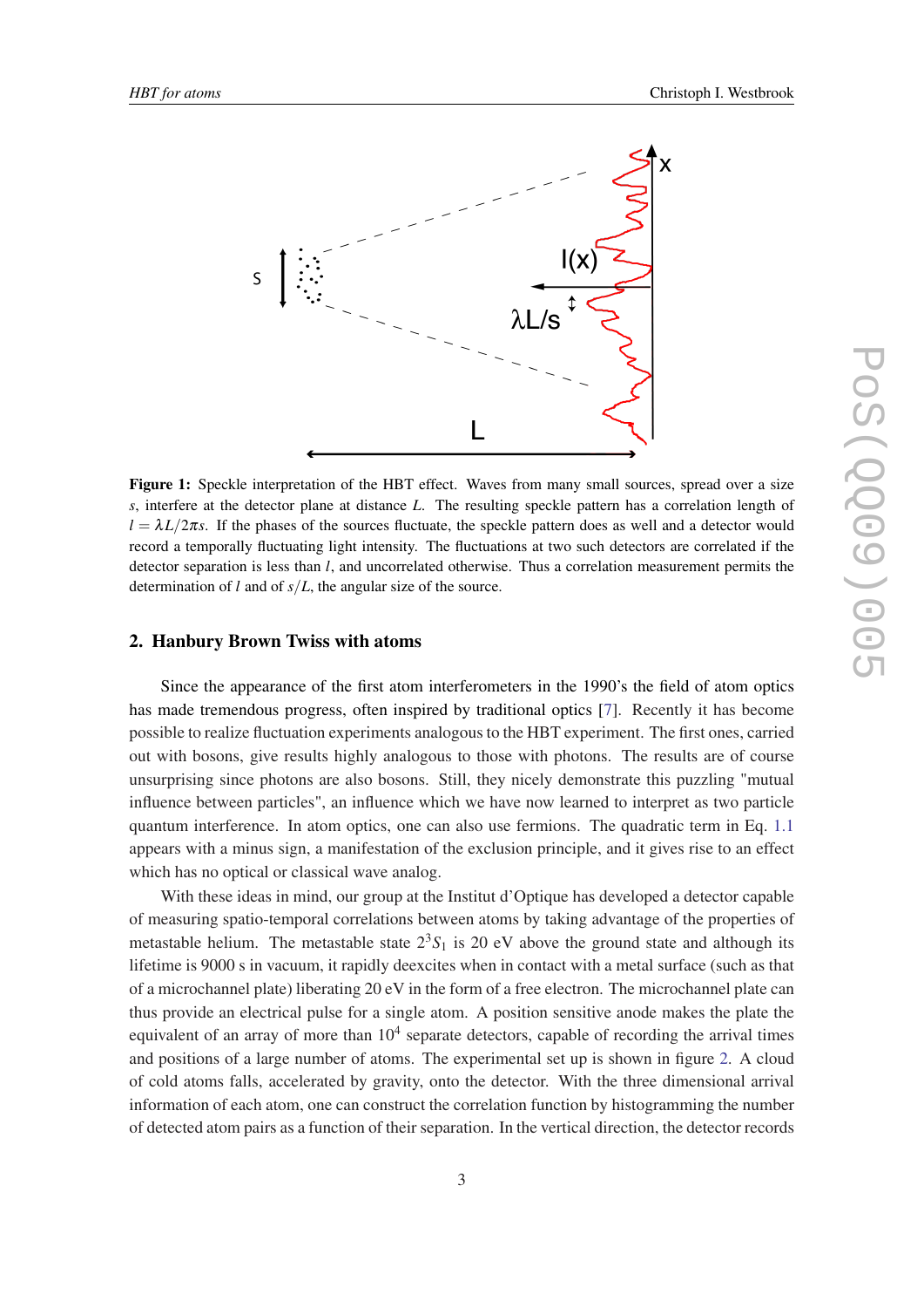**Figure 1:** Speckle interpretation of the HBT effect. Waves from many small sources, spread over a size $s$, interfere at the detector plane at distance $L$. The resulting speckle pattern has a correlation length of $l = \lambda L/2\pi s$. If the phases of the sources fluctuate, the speckle pattern does as well and a detector would record a temporally fluctuating light intensity. The fluctuations at two such detectors are correlated if the detector separation is less than $l$, and uncorrelated otherwise. Thus a correlation measurement permits the determination of $l$ and of $s/L$, the angular size of the source.

## 2. Hanbury Brown Twiss with atoms

Since the appearance of the first atom interferometers in the 1990's the field of atom optics has made tremendous progress, often inspired by traditional optics [7]. Recently it has become possible to realize fluctuation experiments analogous to the HBT experiment. The first ones, carried out with bosons, give results highly analogous to those with photons. The results are of course unsurprising since photons are also bosons. Still, they nicely demonstrate this puzzling "mutual influence between particles", an influence which we have now learned to interpret as two particle quantum interference. In atom optics, one can also use fermions. The quadratic term in Eq. 1.1 appears with a minus sign, a manifestation of the exclusion principle, and it gives rise to an effect which has no optical or classical wave analog.

With these ideas in mind, our group at the Institut d'Optique has developed a detector capable of measuring spatio-temporal correlations between atoms by taking advantage of the properties of metastable helium. The metastable state $2^3S_1$ is 20 eV above the ground state and although its lifetime is 9000 s in vacuum, it rapidly deexcites when in contact with a metal surface (such as that of a microchannel plate) liberating 20 eV in the form of a free electron. The microchannel plate can thus provide an electrical pulse for a single atom. A position sensitive anode makes the plate the equivalent of an array of more than $10^4$ separate detectors, capable of recording the arrival times and positions of a large number of atoms. The experimental set up is shown in figure 2. A cloud of cold atoms falls, accelerated by gravity, onto the detector. With the three dimensional arrival information of each atom, one can construct the correlation function by histogramming the number of detected atom pairs as a function of their separation. In the vertical direction, the detector records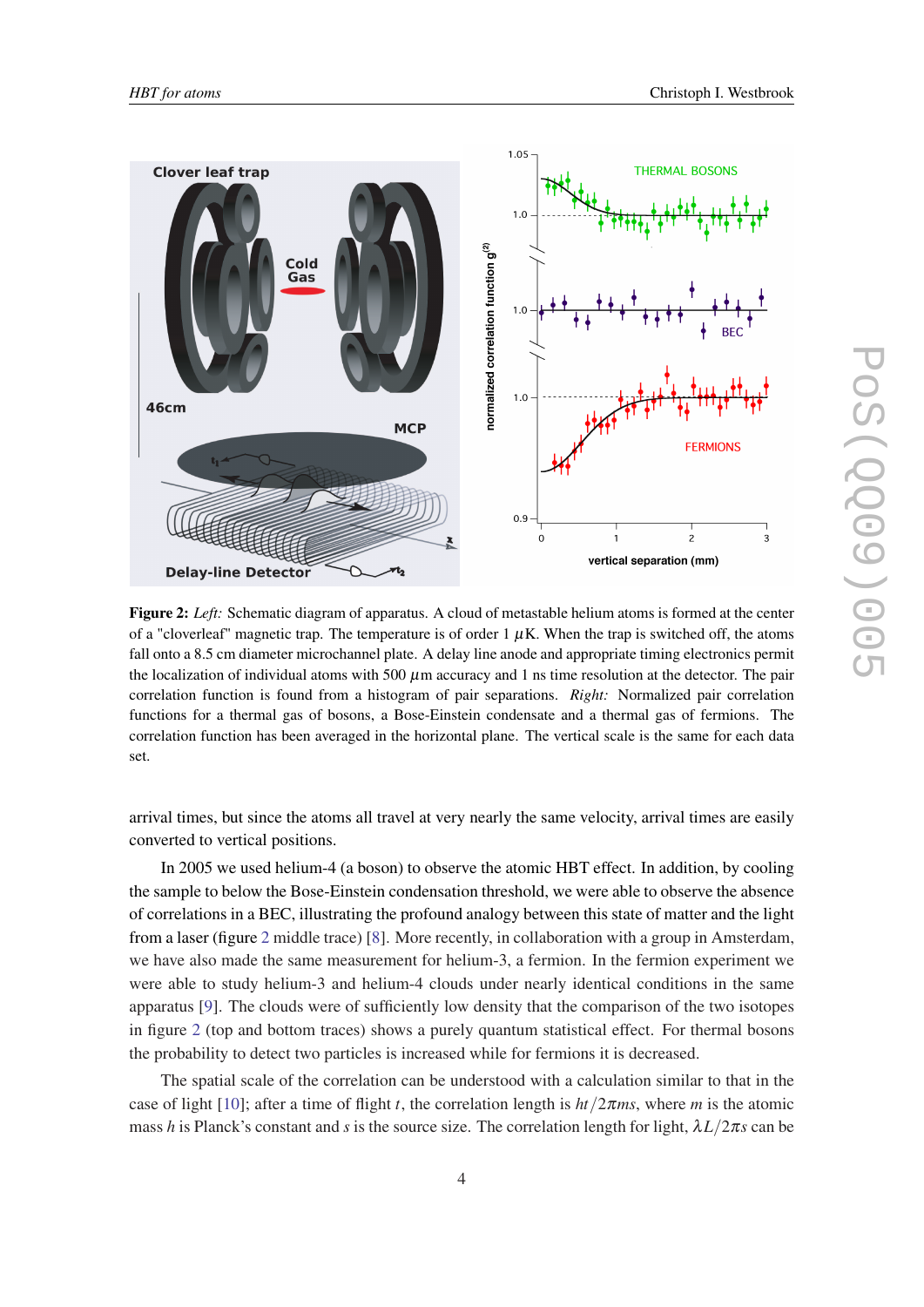**Figure 2:** *Left:* Schematic diagram of apparatus. A cloud of metastable helium atoms is formed at the center of a "cloverleaf" magnetic trap. The temperature is of order 1 $\mu$K. When the trap is switched off, the atoms fall onto a 8.5 cm diameter microchannel plate. A delay line anode and appropriate timing electronics permit the localization of individual atoms with 500 $\mu$m accuracy and 1 ns time resolution at the detector. The pair correlation function is found from a histogram of pair separations. *Right:* Normalized pair correlation functions for a thermal gas of bosons, a Bose-Einstein condensate and a thermal gas of fermions. The correlation function has been averaged in the horizontal plane. The vertical scale is the same for each data set.

arrival times, but since the atoms all travel at very nearly the same velocity, arrival times are easily converted to vertical positions.

In 2005 we used helium-4 (a boson) to observe the atomic HBT effect. In addition, by cooling the sample to below the Bose-Einstein condensation threshold, we were able to observe the absence of correlations in a BEC, illustrating the profound analogy between this state of matter and the light from a laser (figure 2 middle trace) [8]. More recently, in collaboration with a group in Amsterdam, we have also made the same measurement for helium-3, a fermion. In the fermion experiment we were able to study helium-3 and helium-4 clouds under nearly identical conditions in the same apparatus [9]. The clouds were of sufficiently low density that the comparison of the two isotopes in figure 2 (top and bottom traces) shows a purely quantum statistical effect. For thermal bosons the probability to detect two particles is increased while for fermions it is decreased.

The spatial scale of the correlation can be understood with a calculation similar to that in the case of light [10]; after a time of flight $t$, the correlation length is $ht/2\pi ms$, where $m$ is the atomic mass $h$ is Planck's constant and $s$ is the source size. The correlation length for light, $\lambda L/2\pi s$ can be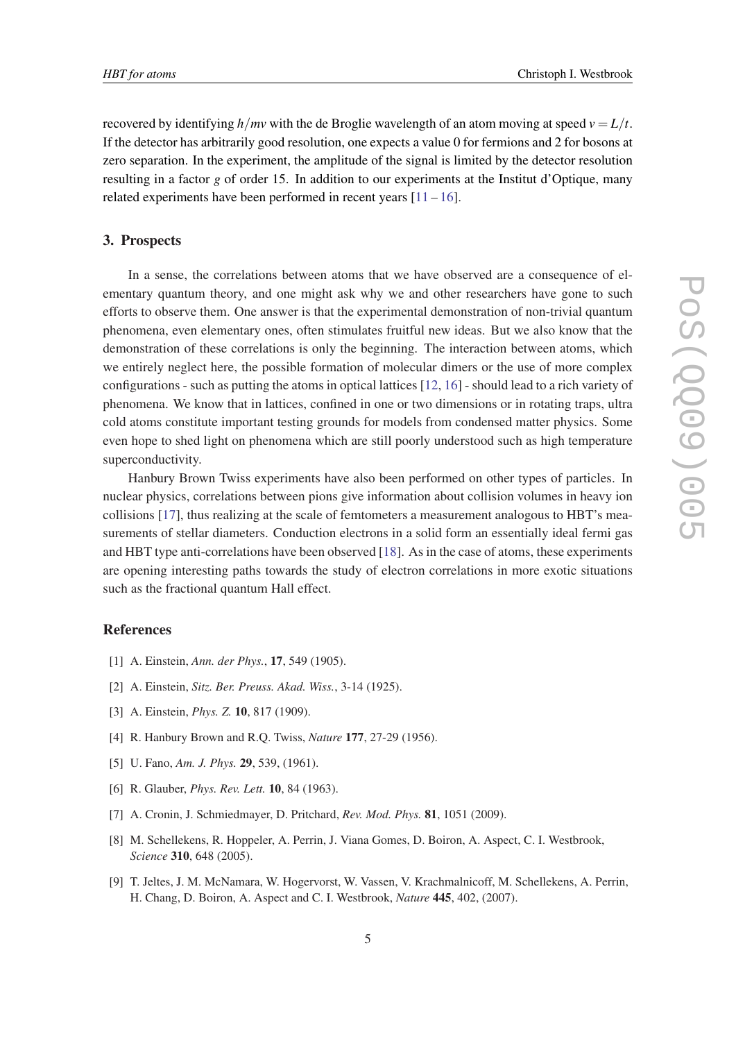recovered by identifying $h/mv$ with the de Broglie wavelength of an atom moving at speed $v = L/t$. If the detector has arbitrarily good resolution, one expects a value 0 for fermions and 2 for bosons at zero separation. In the experiment, the amplitude of the signal is limited by the detector resolution resulting in a factor $g$ of order 15. In addition to our experiments at the Institut d'Optique, many related experiments have been performed in recent years [11 – 16].

## 3. Prospects

In a sense, the correlations between atoms that we have observed are a consequence of elementary quantum theory, and one might ask why we and other researchers have gone to such efforts to observe them. One answer is that the experimental demonstration of non-trivial quantum phenomena, even elementary ones, often stimulates fruitful new ideas. But we also know that the demonstration of these correlations is only the beginning. The interaction between atoms, which we entirely neglect here, the possible formation of molecular dimers or the use of more complex configurations - such as putting the atoms in optical lattices [12, 16] - should lead to a rich variety of phenomena. We know that in lattices, confined in one or two dimensions or in rotating traps, ultra cold atoms constitute important testing grounds for models from condensed matter physics. Some even hope to shed light on phenomena which are still poorly understood such as high temperature superconductivity.

Hanbury Brown Twiss experiments have also been performed on other types of particles. In nuclear physics, correlations between pions give information about collision volumes in heavy ion collisions [17], thus realizing at the scale of femtometers a measurement analogous to HBT's measurements of stellar diameters. Conduction electrons in a solid form an essentially ideal fermi gas and HBT type anti-correlations have been observed [18]. As in the case of atoms, these experiments are opening interesting paths towards the study of electron correlations in more exotic situations such as the fractional quantum Hall effect.

## References

[1] A. Einstein, *Ann. der Phys.*, **17**, 549 (1905).

[2] A. Einstein, *Sitz. Ber. Preuss. Akad. Wiss.*, 3-14 (1925).

[3] A. Einstein, *Phys. Z.* **10**, 817 (1909).

[4] R. Hanbury Brown and R.Q. Twiss, *Nature* **177**, 27-29 (1956).

[5] U. Fano, *Am. J. Phys.* **29**, 539, (1961).

[6] R. Glauber, *Phys. Rev. Lett.* **10**, 84 (1963).

[7] A. Cronin, J. Schmiedmayer, D. Pritchard, *Rev. Mod. Phys.* **81**, 1051 (2009).

[8] M. Schellekens, R. Hoppeler, A. Perrin, J. Viana Gomes, D. Boiron, A. Aspect, C. I. Westbrook, *Science* **310**, 648 (2005).

[9] T. Jeltes, J. M. McNamara, W. Hogervorst, W. Vassen, V. Krachmalnicoff, M. Schellekens, A. Perrin, H. Chang, D. Boiron, A. Aspect and C. I. Westbrook, *Nature* **445**, 402, (2007).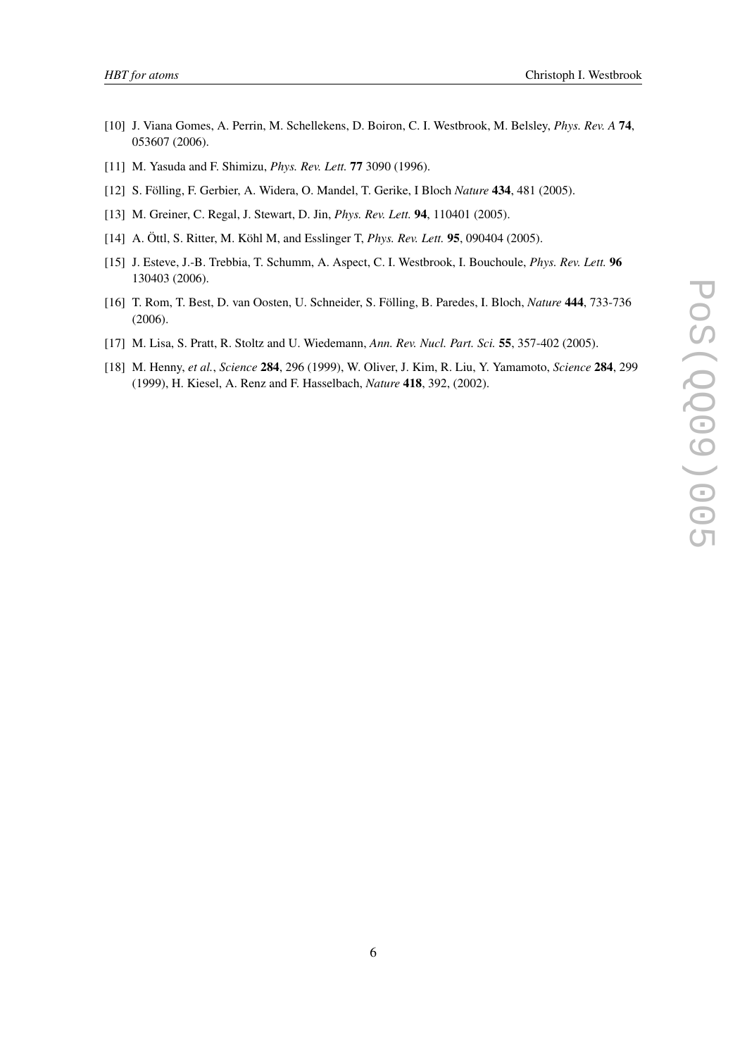[10] J. Viana Gomes, A. Perrin, M. Schellekens, D. Boiron, C. I. Westbrook, M. Belsley, *Phys. Rev. A* **74**, 053607 (2006).

[11] M. Yasuda and F. Shimizu, *Phys. Rev. Lett.* **77** 3090 (1996).

[12] S. Fölling, F. Gerbier, A. Widera, O. Mandel, T. Gerike, I Bloch *Nature* **434**, 481 (2005).

[13] M. Greiner, C. Regal, J. Stewart, D. Jin, *Phys. Rev. Lett.* **94**, 110401 (2005).

[14] A. Öttl, S. Ritter, M. Köhl M, and Esslinger T, *Phys. Rev. Lett.* **95**, 090404 (2005).

[15] J. Esteve, J.-B. Trebbia, T. Schumm, A. Aspect, C. I. Westbrook, I. Bouchoule, *Phys. Rev. Lett.* **96** 130403 (2006).

[16] T. Rom, T. Best, D. van Oosten, U. Schneider, S. Fölling, B. Paredes, I. Bloch, *Nature* **444**, 733-736 (2006).

[17] M. Lisa, S. Pratt, R. Stoltz and U. Wiedemann, *Ann. Rev. Nucl. Part. Sci.* **55**, 357-402 (2005).

[18] M. Henny, *et al.*, *Science* **284**, 296 (1999), W. Oliver, J. Kim, R. Liu, Y. Yamamoto, *Science* **284**, 299 (1999), H. Kiesel, A. Renz and F. Hasselbach, *Nature* **418**, 392, (2002).